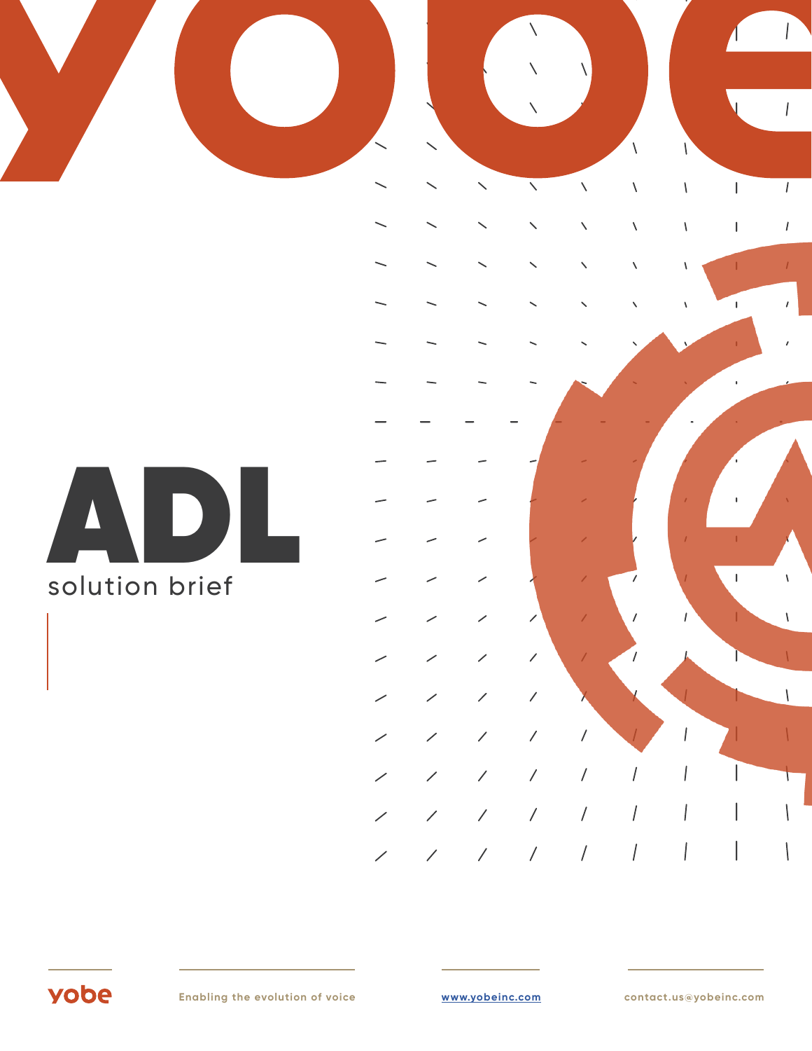# ADL

solution brief

yobe

Enabling the evolution of voice

www.yobeinc.com

contact.us@yobeinc.com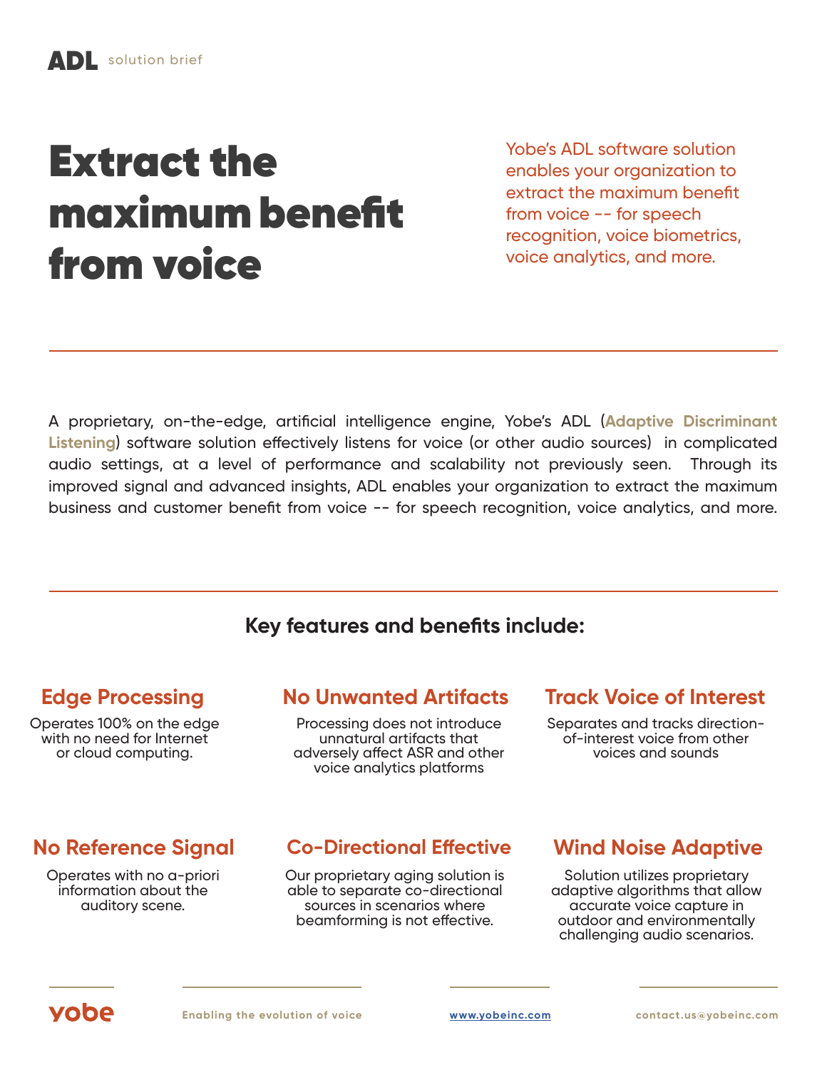**ADL** solution brief

# Extract the maximum benefit from voice

Yobe's ADL software solution enables your organization to extract the maximum benefit from voice -- for speech recognition, voice biometrics, voice analytics, and more.

---

A proprietary, on-the-edge, artificial intelligence engine, Yobe's ADL (**Adaptive Discriminant Listening**) software solution effectively listens for voice (or other audio sources) in complicated audio settings, at a level of performance and scalability not previously seen. Through its improved signal and advanced insights, ADL enables your organization to extract the maximum business and customer benefit from voice -- for speech recognition, voice analytics, and more.

---

## Key features and benefits include:

### Edge Processing

Operates 100% on the edge with no need for Internet or cloud computing.

### No Unwanted Artifacts

Processing does not introduce unnatural artifacts that adversely affect ASR and other voice analytics platforms

### Track Voice of Interest

Separates and tracks direction-of-interest voice from other voices and sounds

### No Reference Signal

Operates with no a-priori information about the auditory scene.

### Co-Directional Effective

Our proprietary aging solution is able to separate co-directional sources in scenarios where beamforming is not effective.

### Wind Noise Adaptive

Solution utilizes proprietary adaptive algorithms that allow accurate voice capture in outdoor and environmentally challenging audio scenarios.

yobe Enabling the evolution of voice www.yobeinc.com contact.us@yobeinc.com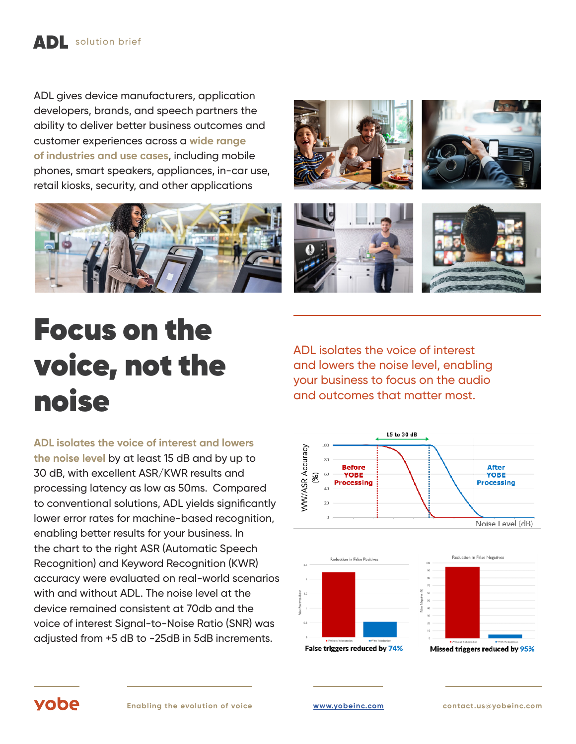ADL gives device manufacturers, application developers, brands, and speech partners the ability to deliver better business outcomes and customer experiences across a **wide range of industries and use cases**, including mobile phones, smart speakers, appliances, in-car use, retail kiosks, security, and other applications

# Focus on the voice, not the noise

ADL isolates the voice of interest and lowers the noise level, enabling your business to focus on the audio and outcomes that matter most.

**ADL isolates the voice of interest and lowers the noise level** by at least 15 dB and by up to 30 dB, with excellent ASR/KWR results and processing latency as low as 50ms. Compared to conventional solutions, ADL yields significantly lower error rates for machine-based recognition, enabling better results for your business. In the chart to the right ASR (Automatic Speech Recognition) and Keyword Recognition (KWR) accuracy were evaluated on real-world scenarios with and without ADL. The noise level at the device remained consistent at 70db and the voice of interest Signal-to-Noise Ratio (SNR) was adjusted from +5 dB to -25dB in 5dB increments.

15 to 30 dB

WW/ASR Accuracy (%)

Before YOBE Processing

After YOBE Processing

Noise Level (dB)

Reduction in False Positives

**False triggers reduced by 74%**

Reduction in False Negatives

**Missed triggers reduced by 95%**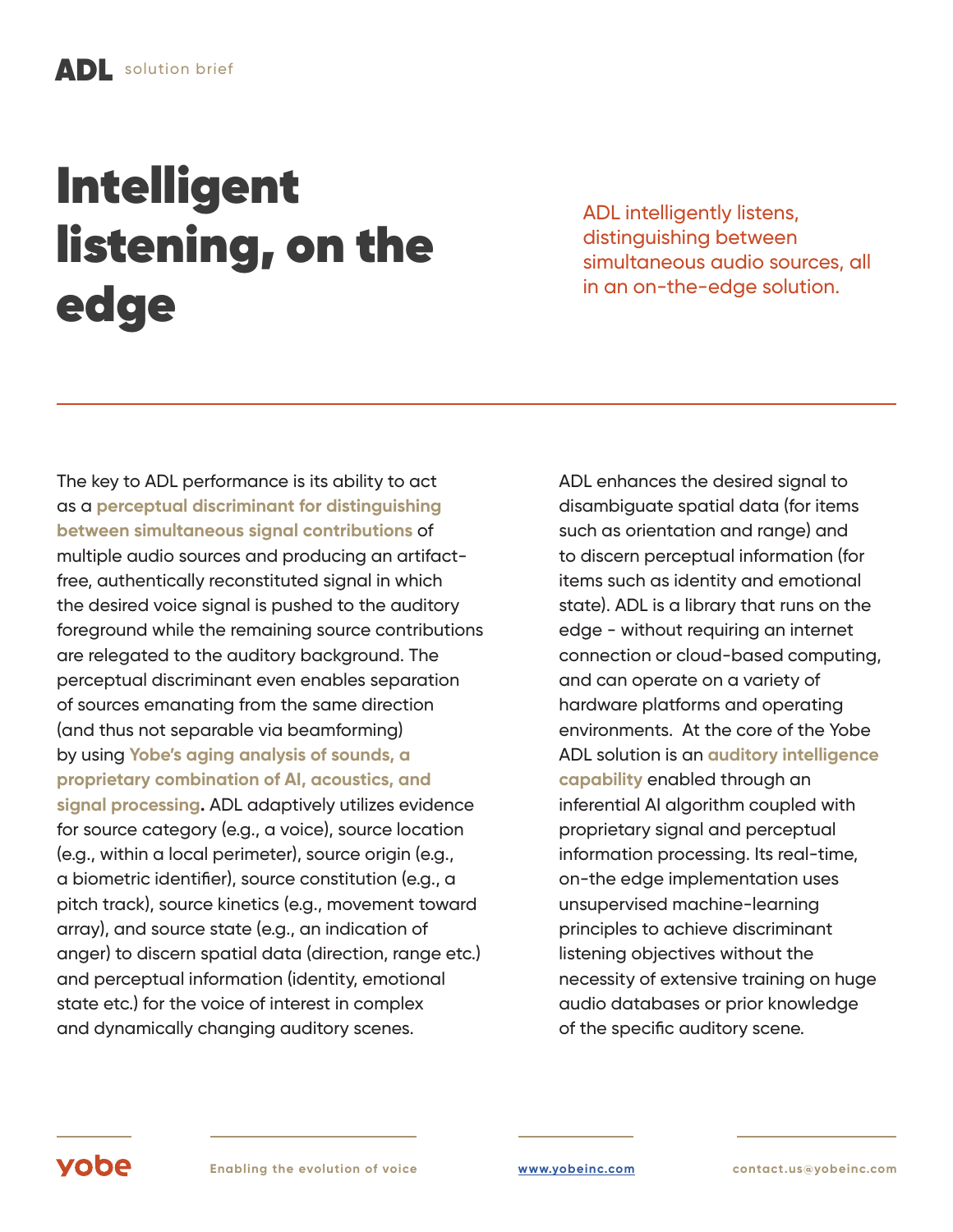# Intelligent listening, on the edge

ADL intelligently listens, distinguishing between simultaneous audio sources, all in an on-the-edge solution.

The key to ADL performance is its ability to act as a **perceptual discriminant for distinguishing between simultaneous signal contributions** of multiple audio sources and producing an artifact-free, authentically reconstituted signal in which the desired voice signal is pushed to the auditory foreground while the remaining source contributions are relegated to the auditory background. The perceptual discriminant even enables separation of sources emanating from the same direction (and thus not separable via beamforming) by using **Yobe's aging analysis of sounds, a proprietary combination of AI, acoustics, and signal processing.** ADL adaptively utilizes evidence for source category (e.g., a voice), source location (e.g., within a local perimeter), source origin (e.g., a biometric identifier), source constitution (e.g., a pitch track), source kinetics (e.g., movement toward array), and source state (e.g., an indication of anger) to discern spatial data (direction, range etc.) and perceptual information (identity, emotional state etc.) for the voice of interest in complex and dynamically changing auditory scenes.

ADL enhances the desired signal to disambiguate spatial data (for items such as orientation and range) and to discern perceptual information (for items such as identity and emotional state). ADL is a library that runs on the edge - without requiring an internet connection or cloud-based computing, and can operate on a variety of hardware platforms and operating environments. At the core of the Yobe ADL solution is an **auditory intelligence capability** enabled through an inferential AI algorithm coupled with proprietary signal and perceptual information processing. Its real-time, on-the edge implementation uses unsupervised machine-learning principles to achieve discriminant listening objectives without the necessity of extensive training on huge audio databases or prior knowledge of the specific auditory scene.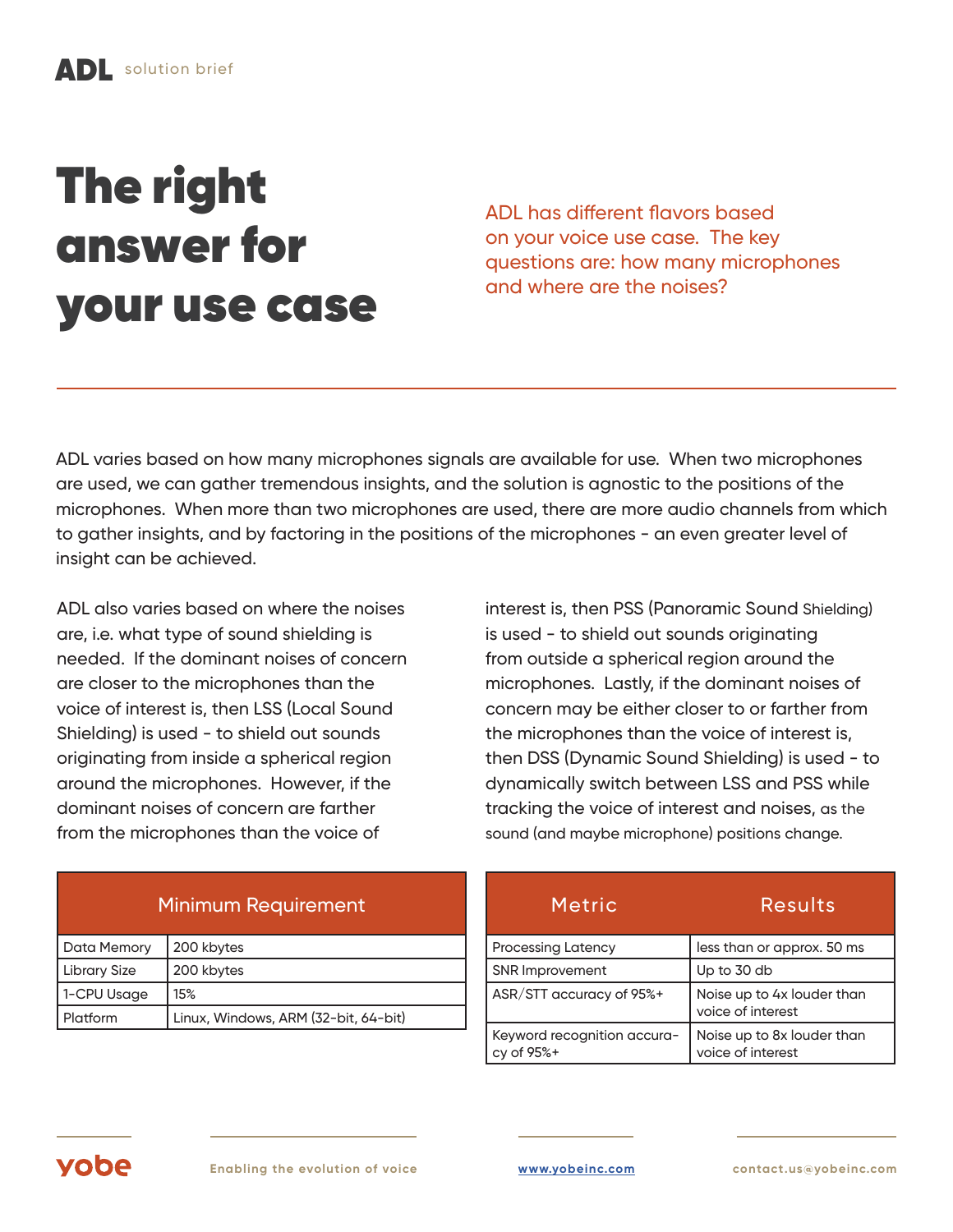**ADL** solution brief

# The right answer for your use case

ADL has different flavors based on your voice use case. The key questions are: how many microphones and where are the noises?

ADL varies based on how many microphones signals are available for use. When two microphones are used, we can gather tremendous insights, and the solution is agnostic to the positions of the microphones. When more than two microphones are used, there are more audio channels from which to gather insights, and by factoring in the positions of the microphones - an even greater level of insight can be achieved.

ADL also varies based on where the noises are, i.e. what type of sound shielding is needed. If the dominant noises of concern are closer to the microphones than the voice of interest is, then LSS (Local Sound Shielding) is used - to shield out sounds originating from inside a spherical region around the microphones. However, if the dominant noises of concern are farther from the microphones than the voice of interest is, then PSS (Panoramic Sound Shielding) is used - to shield out sounds originating from outside a spherical region around the microphones. Lastly, if the dominant noises of concern may be either closer to or farther from the microphones than the voice of interest is, then DSS (Dynamic Sound Shielding) is used - to dynamically switch between LSS and PSS while tracking the voice of interest and noises, as the sound (and maybe microphone) positions change.

| Minimum Requirement | |
| --- | --- |
| Data Memory | 200 kbytes |
| Library Size | 200 kbytes |
| 1-CPU Usage | 15% |
| Platform | Linux, Windows, ARM (32-bit, 64-bit) |

| Metric | Results |
| --- | --- |
| Processing Latency | less than or approx. 50 ms |
| SNR Improvement | Up to 30 db |
| ASR/STT accuracy of 95%+ | Noise up to 4x louder than voice of interest |
| Keyword recognition accuracy of 95%+ | Noise up to 8x louder than voice of interest |

yobe — Enabling the evolution of voice — www.yobeinc.com — contact.us@yobeinc.com